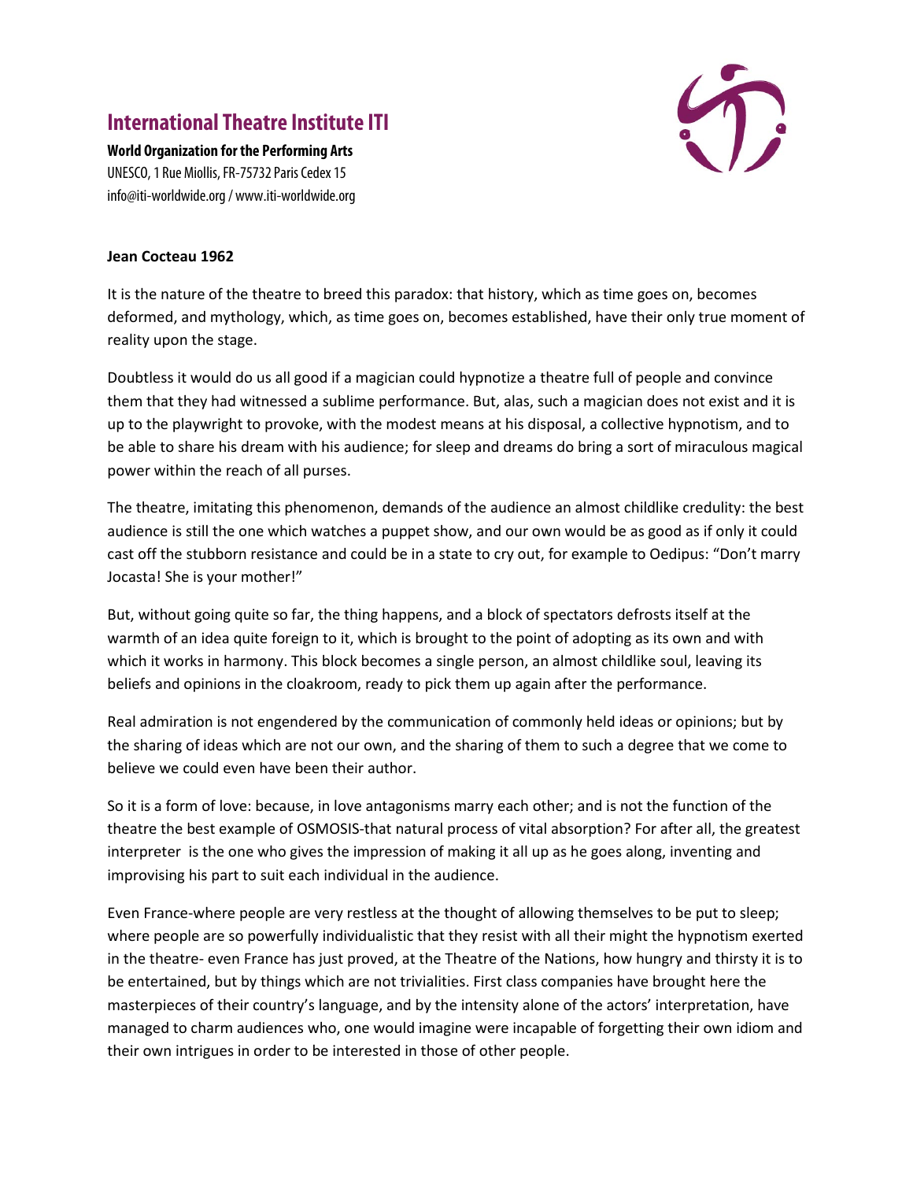# International Theatre Institute ITI

**World Organization for the Performing Arts**
UNESCO, 1 Rue Miollis, FR-75732 Paris Cedex 15
info@iti-worldwide.org / www.iti-worldwide.org

**Jean Cocteau 1962**

It is the nature of the theatre to breed this paradox: that history, which as time goes on, becomes deformed, and mythology, which, as time goes on, becomes established, have their only true moment of reality upon the stage.

Doubtless it would do us all good if a magician could hypnotize a theatre full of people and convince them that they had witnessed a sublime performance. But, alas, such a magician does not exist and it is up to the playwright to provoke, with the modest means at his disposal, a collective hypnotism, and to be able to share his dream with his audience; for sleep and dreams do bring a sort of miraculous magical power within the reach of all purses.

The theatre, imitating this phenomenon, demands of the audience an almost childlike credulity: the best audience is still the one which watches a puppet show, and our own would be as good as if only it could cast off the stubborn resistance and could be in a state to cry out, for example to Oedipus: "Don't marry Jocasta! She is your mother!"

But, without going quite so far, the thing happens, and a block of spectators defrosts itself at the warmth of an idea quite foreign to it, which is brought to the point of adopting as its own and with which it works in harmony. This block becomes a single person, an almost childlike soul, leaving its beliefs and opinions in the cloakroom, ready to pick them up again after the performance.

Real admiration is not engendered by the communication of commonly held ideas or opinions; but by the sharing of ideas which are not our own, and the sharing of them to such a degree that we come to believe we could even have been their author.

So it is a form of love: because, in love antagonisms marry each other; and is not the function of the theatre the best example of OSMOSIS-that natural process of vital absorption? For after all, the greatest interpreter is the one who gives the impression of making it all up as he goes along, inventing and improvising his part to suit each individual in the audience.

Even France-where people are very restless at the thought of allowing themselves to be put to sleep; where people are so powerfully individualistic that they resist with all their might the hypnotism exerted in the theatre- even France has just proved, at the Theatre of the Nations, how hungry and thirsty it is to be entertained, but by things which are not trivialities. First class companies have brought here the masterpieces of their country's language, and by the intensity alone of the actors' interpretation, have managed to charm audiences who, one would imagine were incapable of forgetting their own idiom and their own intrigues in order to be interested in those of other people.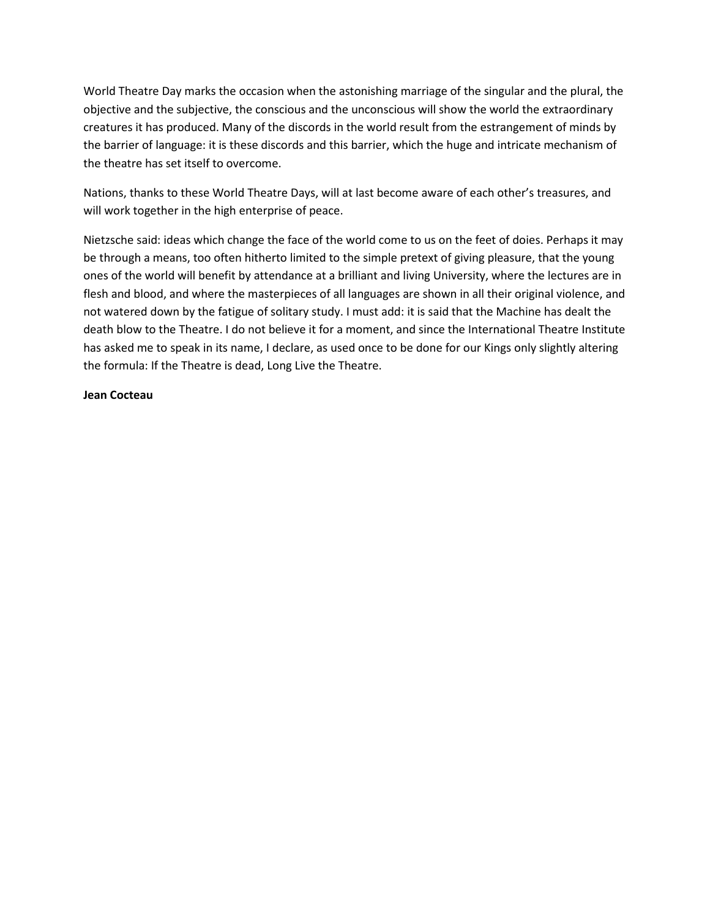World Theatre Day marks the occasion when the astonishing marriage of the singular and the plural, the objective and the subjective, the conscious and the unconscious will show the world the extraordinary creatures it has produced. Many of the discords in the world result from the estrangement of minds by the barrier of language: it is these discords and this barrier, which the huge and intricate mechanism of the theatre has set itself to overcome.

Nations, thanks to these World Theatre Days, will at last become aware of each other's treasures, and will work together in the high enterprise of peace.

Nietzsche said: ideas which change the face of the world come to us on the feet of doies. Perhaps it may be through a means, too often hitherto limited to the simple pretext of giving pleasure, that the young ones of the world will benefit by attendance at a brilliant and living University, where the lectures are in flesh and blood, and where the masterpieces of all languages are shown in all their original violence, and not watered down by the fatigue of solitary study. I must add: it is said that the Machine has dealt the death blow to the Theatre. I do not believe it for a moment, and since the International Theatre Institute has asked me to speak in its name, I declare, as used once to be done for our Kings only slightly altering the formula: If the Theatre is dead, Long Live the Theatre.

**Jean Cocteau**